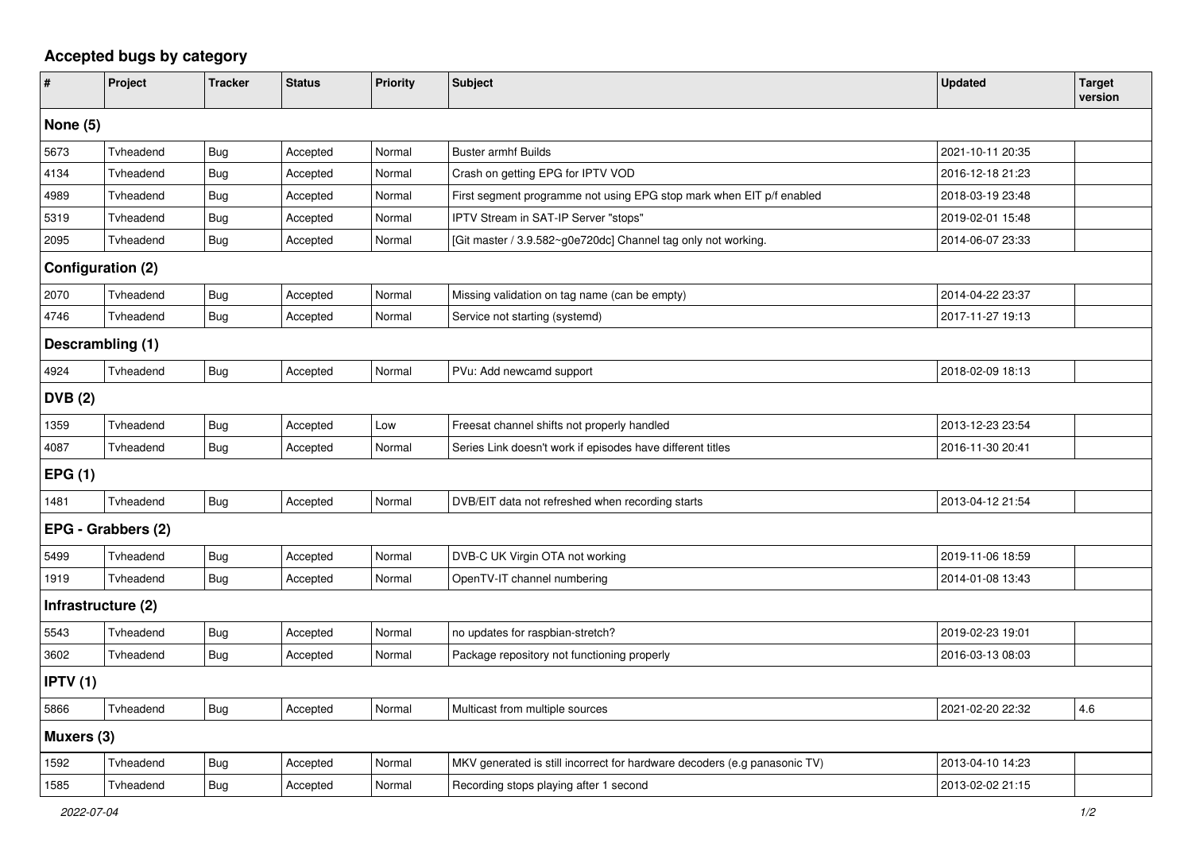## Accepted bugs by category

| # | Project | Tracker | Status | Priority | Subject | Updated | Target version |
|---|---|---|---|---|---|---|---|
| **None (5)** | | | | | | | |
| 5673 | Tvheadend | Bug | Accepted | Normal | Buster armhf Builds | 2021-10-11 20:35 | |
| 4134 | Tvheadend | Bug | Accepted | Normal | Crash on getting EPG for IPTV VOD | 2016-12-18 21:23 | |
| 4989 | Tvheadend | Bug | Accepted | Normal | First segment programme not using EPG stop mark when EIT p/f enabled | 2018-03-19 23:48 | |
| 5319 | Tvheadend | Bug | Accepted | Normal | IPTV Stream in SAT-IP Server "stops" | 2019-02-01 15:48 | |
| 2095 | Tvheadend | Bug | Accepted | Normal | [Git master / 3.9.582~g0e720dc] Channel tag only not working. | 2014-06-07 23:33 | |
| **Configuration (2)** | | | | | | | |
| 2070 | Tvheadend | Bug | Accepted | Normal | Missing validation on tag name (can be empty) | 2014-04-22 23:37 | |
| 4746 | Tvheadend | Bug | Accepted | Normal | Service not starting (systemd) | 2017-11-27 19:13 | |
| **Descrambling (1)** | | | | | | | |
| 4924 | Tvheadend | Bug | Accepted | Normal | PVu: Add newcamd support | 2018-02-09 18:13 | |
| **DVB (2)** | | | | | | | |
| 1359 | Tvheadend | Bug | Accepted | Low | Freesat channel shifts not properly handled | 2013-12-23 23:54 | |
| 4087 | Tvheadend | Bug | Accepted | Normal | Series Link doesn't work if episodes have different titles | 2016-11-30 20:41 | |
| **EPG (1)** | | | | | | | |
| 1481 | Tvheadend | Bug | Accepted | Normal | DVB/EIT data not refreshed when recording starts | 2013-04-12 21:54 | |
| **EPG - Grabbers (2)** | | | | | | | |
| 5499 | Tvheadend | Bug | Accepted | Normal | DVB-C UK Virgin OTA not working | 2019-11-06 18:59 | |
| 1919 | Tvheadend | Bug | Accepted | Normal | OpenTV-IT channel numbering | 2014-01-08 13:43 | |
| **Infrastructure (2)** | | | | | | | |
| 5543 | Tvheadend | Bug | Accepted | Normal | no updates for raspbian-stretch? | 2019-02-23 19:01 | |
| 3602 | Tvheadend | Bug | Accepted | Normal | Package repository not functioning properly | 2016-03-13 08:03 | |
| **IPTV (1)** | | | | | | | |
| 5866 | Tvheadend | Bug | Accepted | Normal | Multicast from multiple sources | 2021-02-20 22:32 | 4.6 |
| **Muxers (3)** | | | | | | | |
| 1592 | Tvheadend | Bug | Accepted | Normal | MKV generated is still incorrect for hardware decoders (e.g panasonic TV) | 2013-04-10 14:23 | |
| 1585 | Tvheadend | Bug | Accepted | Normal | Recording stops playing after 1 second | 2013-02-02 21:15 | |

*2022-07-04*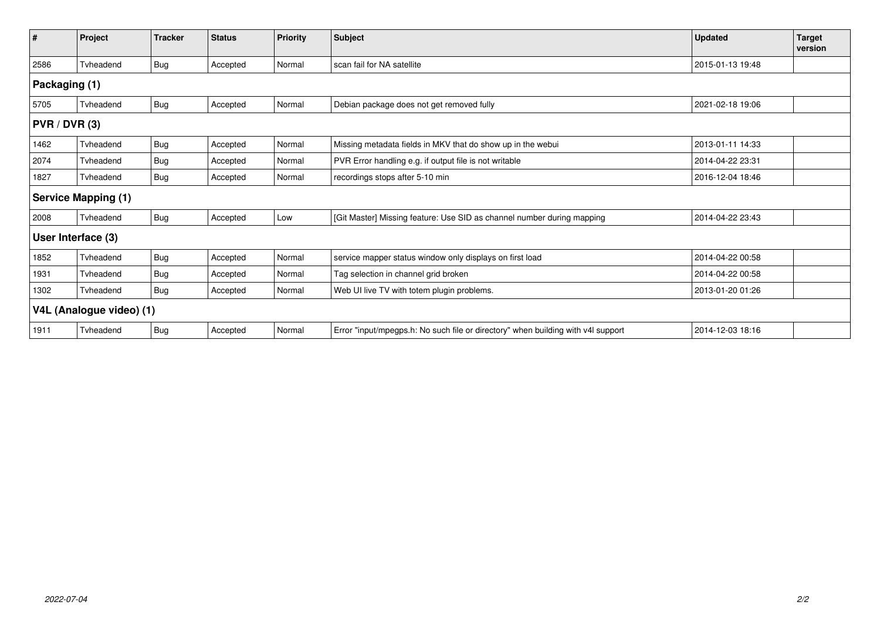| # | Project | Tracker | Status | Priority | Subject | Updated | Target version |
|---|---|---|---|---|---|---|---|
| 2586 | Tvheadend | Bug | Accepted | Normal | scan fail for NA satellite | 2015-01-13 19:48 | |
| **Packaging (1)** | | | | | | | |
| 5705 | Tvheadend | Bug | Accepted | Normal | Debian package does not get removed fully | 2021-02-18 19:06 | |
| **PVR / DVR (3)** | | | | | | | |
| 1462 | Tvheadend | Bug | Accepted | Normal | Missing metadata fields in MKV that do show up in the webui | 2013-01-11 14:33 | |
| 2074 | Tvheadend | Bug | Accepted | Normal | PVR Error handling e.g. if output file is not writable | 2014-04-22 23:31 | |
| 1827 | Tvheadend | Bug | Accepted | Normal | recordings stops after 5-10 min | 2016-12-04 18:46 | |
| **Service Mapping (1)** | | | | | | | |
| 2008 | Tvheadend | Bug | Accepted | Low | [Git Master] Missing feature: Use SID as channel number during mapping | 2014-04-22 23:43 | |
| **User Interface (3)** | | | | | | | |
| 1852 | Tvheadend | Bug | Accepted | Normal | service mapper status window only displays on first load | 2014-04-22 00:58 | |
| 1931 | Tvheadend | Bug | Accepted | Normal | Tag selection in channel grid broken | 2014-04-22 00:58 | |
| 1302 | Tvheadend | Bug | Accepted | Normal | Web UI live TV with totem plugin problems. | 2013-01-20 01:26 | |
| **V4L (Analogue video) (1)** | | | | | | | |
| 1911 | Tvheadend | Bug | Accepted | Normal | Error "input/mpegps.h: No such file or directory" when building with v4l support | 2014-12-03 18:16 | |